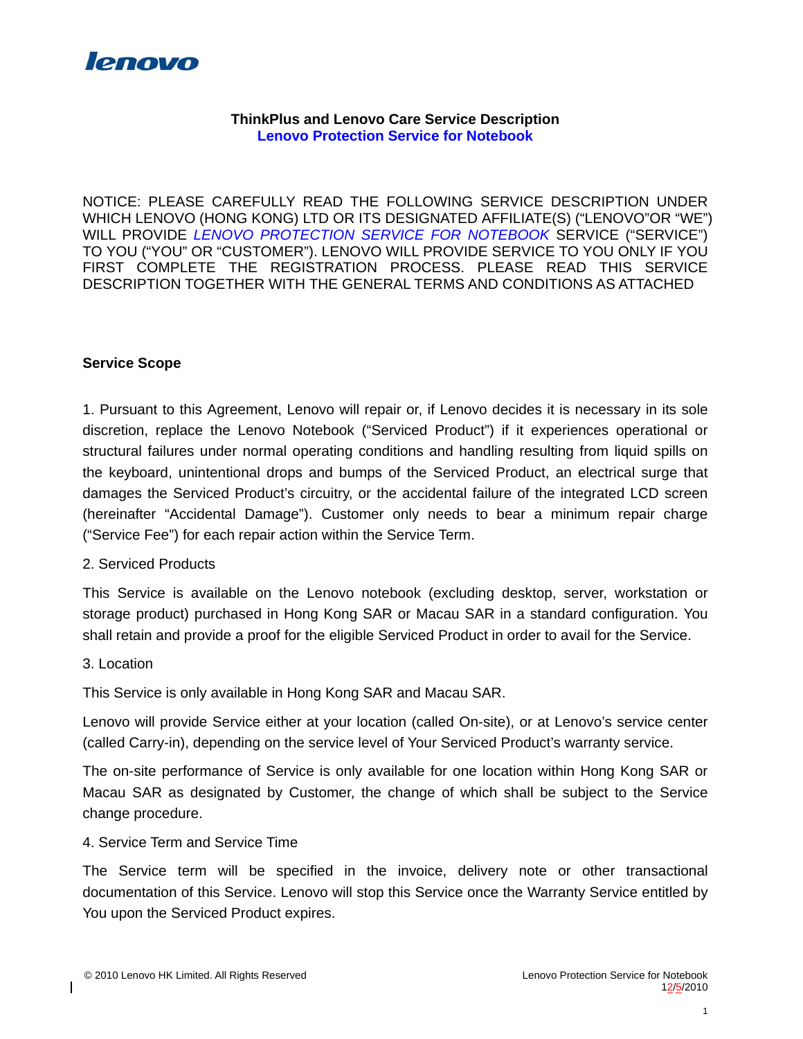lenovo

**ThinkPlus and Lenovo Care Service Description**
**Lenovo Protection Service for Notebook**

NOTICE: PLEASE CAREFULLY READ THE FOLLOWING SERVICE DESCRIPTION UNDER WHICH LENOVO (HONG KONG) LTD OR ITS DESIGNATED AFFILIATE(S) ("LENOVO"OR "WE") WILL PROVIDE *LENOVO PROTECTION SERVICE FOR NOTEBOOK* SERVICE ("SERVICE") TO YOU ("YOU" OR "CUSTOMER"). LENOVO WILL PROVIDE SERVICE TO YOU ONLY IF YOU FIRST COMPLETE THE REGISTRATION PROCESS. PLEASE READ THIS SERVICE DESCRIPTION TOGETHER WITH THE GENERAL TERMS AND CONDITIONS AS ATTACHED

**Service Scope**

1. Pursuant to this Agreement, Lenovo will repair or, if Lenovo decides it is necessary in its sole discretion, replace the Lenovo Notebook ("Serviced Product") if it experiences operational or structural failures under normal operating conditions and handling resulting from liquid spills on the keyboard, unintentional drops and bumps of the Serviced Product, an electrical surge that damages the Serviced Product's circuitry, or the accidental failure of the integrated LCD screen (hereinafter "Accidental Damage"). Customer only needs to bear a minimum repair charge ("Service Fee") for each repair action within the Service Term.

2. Serviced Products

This Service is available on the Lenovo notebook (excluding desktop, server, workstation or storage product) purchased in Hong Kong SAR or Macau SAR in a standard configuration. You shall retain and provide a proof for the eligible Serviced Product in order to avail for the Service.

3. Location

This Service is only available in Hong Kong SAR and Macau SAR.

Lenovo will provide Service either at your location (called On-site), or at Lenovo's service center (called Carry-in), depending on the service level of Your Serviced Product's warranty service.

The on-site performance of Service is only available for one location within Hong Kong SAR or Macau SAR as designated by Customer, the change of which shall be subject to the Service change procedure.

4. Service Term and Service Time

The Service term will be specified in the invoice, delivery note or other transactional documentation of this Service. Lenovo will stop this Service once the Warranty Service entitled by You upon the Serviced Product expires.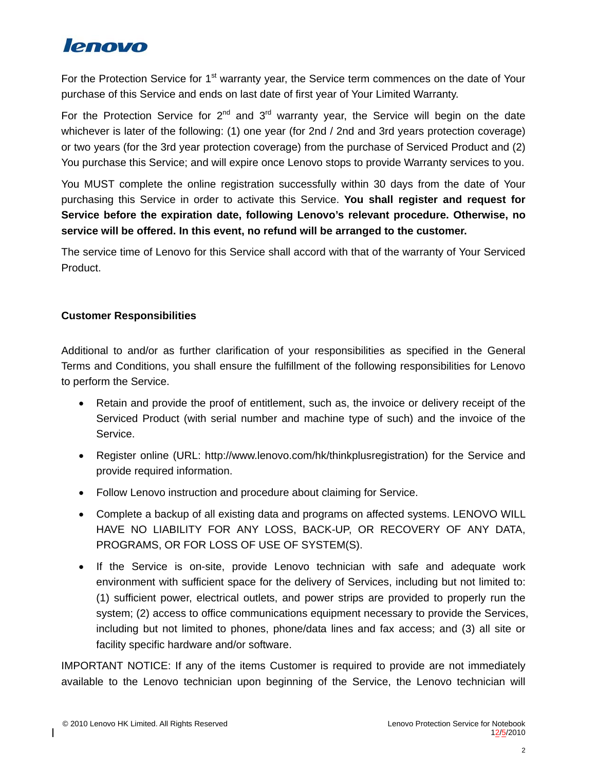For the Protection Service for 1st warranty year, the Service term commences on the date of Your purchase of this Service and ends on last date of first year of Your Limited Warranty.

For the Protection Service for 2nd and 3rd warranty year, the Service will begin on the date whichever is later of the following: (1) one year (for 2nd / 2nd and 3rd years protection coverage) or two years (for the 3rd year protection coverage) from the purchase of Serviced Product and (2) You purchase this Service; and will expire once Lenovo stops to provide Warranty services to you.

You MUST complete the online registration successfully within 30 days from the date of Your purchasing this Service in order to activate this Service. **You shall register and request for Service before the expiration date, following Lenovo's relevant procedure. Otherwise, no service will be offered. In this event, no refund will be arranged to the customer.**

The service time of Lenovo for this Service shall accord with that of the warranty of Your Serviced Product.

**Customer Responsibilities**

Additional to and/or as further clarification of your responsibilities as specified in the General Terms and Conditions, you shall ensure the fulfillment of the following responsibilities for Lenovo to perform the Service.

- Retain and provide the proof of entitlement, such as, the invoice or delivery receipt of the Serviced Product (with serial number and machine type of such) and the invoice of the Service.
- Register online (URL: http://www.lenovo.com/hk/thinkplusregistration) for the Service and provide required information.
- Follow Lenovo instruction and procedure about claiming for Service.
- Complete a backup of all existing data and programs on affected systems. LENOVO WILL HAVE NO LIABILITY FOR ANY LOSS, BACK-UP, OR RECOVERY OF ANY DATA, PROGRAMS, OR FOR LOSS OF USE OF SYSTEM(S).
- If the Service is on-site, provide Lenovo technician with safe and adequate work environment with sufficient space for the delivery of Services, including but not limited to: (1) sufficient power, electrical outlets, and power strips are provided to properly run the system; (2) access to office communications equipment necessary to provide the Services, including but not limited to phones, phone/data lines and fax access; and (3) all site or facility specific hardware and/or software.

IMPORTANT NOTICE: If any of the items Customer is required to provide are not immediately available to the Lenovo technician upon beginning of the Service, the Lenovo technician will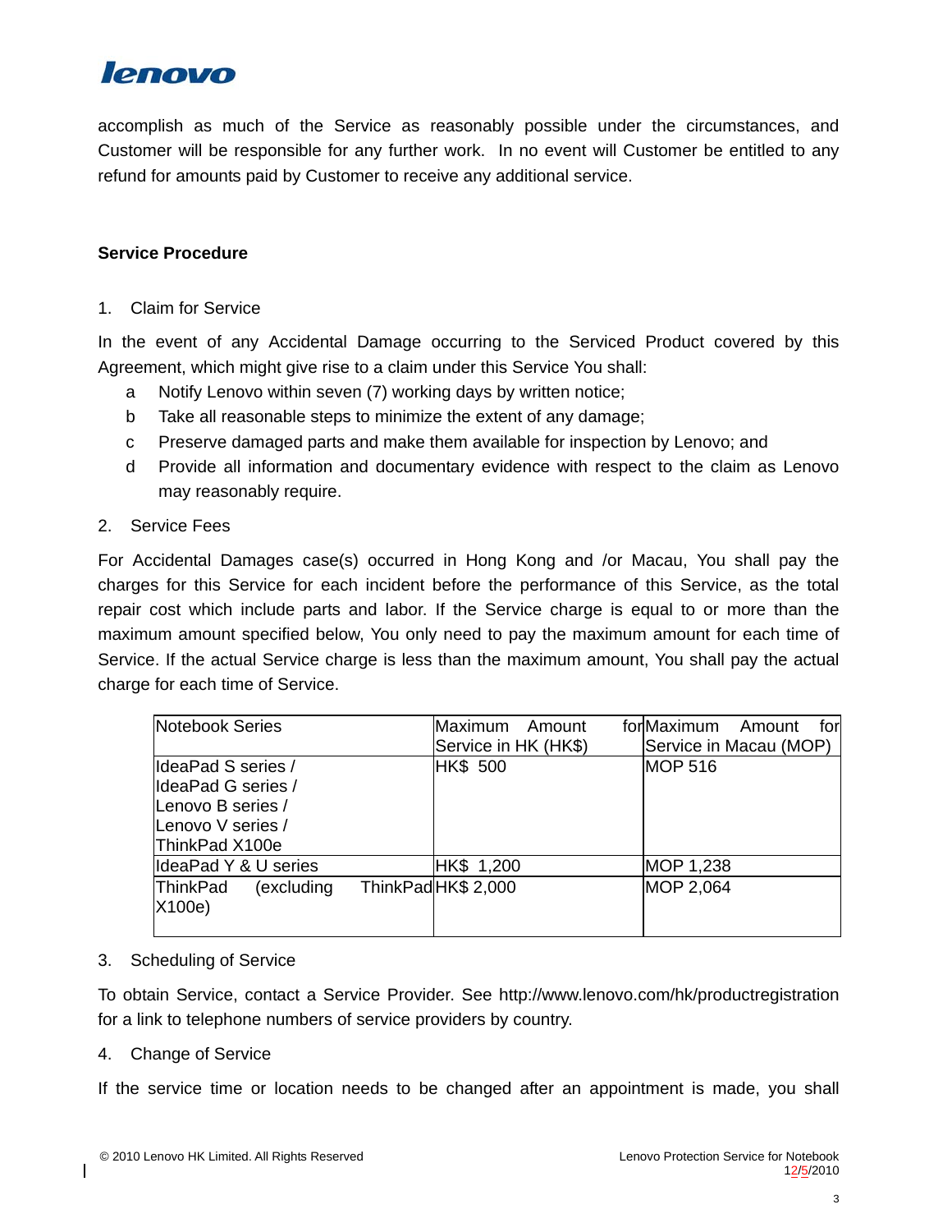accomplish as much of the Service as reasonably possible under the circumstances, and Customer will be responsible for any further work. In no event will Customer be entitled to any refund for amounts paid by Customer to receive any additional service.

**Service Procedure**

1. Claim for Service

In the event of any Accidental Damage occurring to the Serviced Product covered by this Agreement, which might give rise to a claim under this Service You shall:

a Notify Lenovo within seven (7) working days by written notice;

b Take all reasonable steps to minimize the extent of any damage;

c Preserve damaged parts and make them available for inspection by Lenovo; and

d Provide all information and documentary evidence with respect to the claim as Lenovo may reasonably require.

2. Service Fees

For Accidental Damages case(s) occurred in Hong Kong and /or Macau, You shall pay the charges for this Service for each incident before the performance of this Service, as the total repair cost which include parts and labor. If the Service charge is equal to or more than the maximum amount specified below, You only need to pay the maximum amount for each time of Service. If the actual Service charge is less than the maximum amount, You shall pay the actual charge for each time of Service.

| Notebook Series | Maximum Amount for Service in HK (HK$) | Maximum Amount for Service in Macau (MOP) |
|---|---|---|
| IdeaPad S series / IdeaPad G series / Lenovo B series / Lenovo V series / ThinkPad X100e | HK$ 500 | MOP 516 |
| IdeaPad Y & U series | HK$ 1,200 | MOP 1,238 |
| ThinkPad (excluding ThinkPad X100e) | HK$ 2,000 | MOP 2,064 |

3. Scheduling of Service

To obtain Service, contact a Service Provider. See http://www.lenovo.com/hk/productregistration for a link to telephone numbers of service providers by country.

4. Change of Service

If the service time or location needs to be changed after an appointment is made, you shall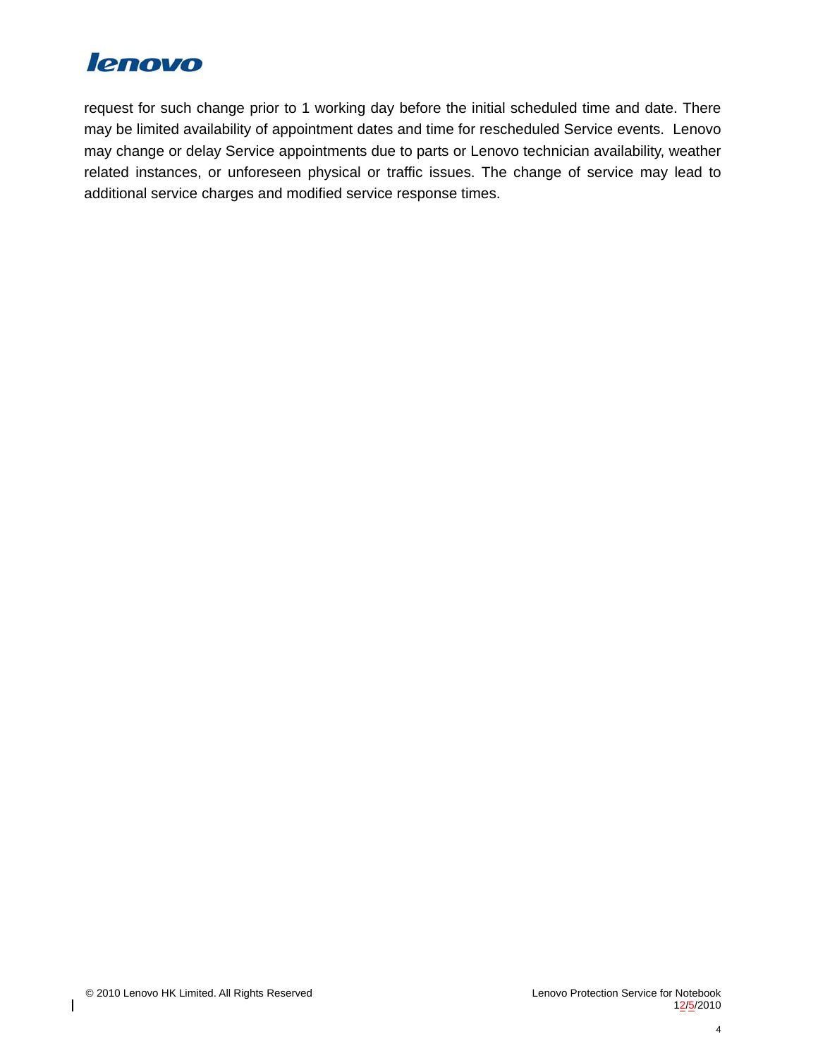request for such change prior to 1 working day before the initial scheduled time and date. There may be limited availability of appointment dates and time for rescheduled Service events. Lenovo may change or delay Service appointments due to parts or Lenovo technician availability, weather related instances, or unforeseen physical or traffic issues. The change of service may lead to additional service charges and modified service response times.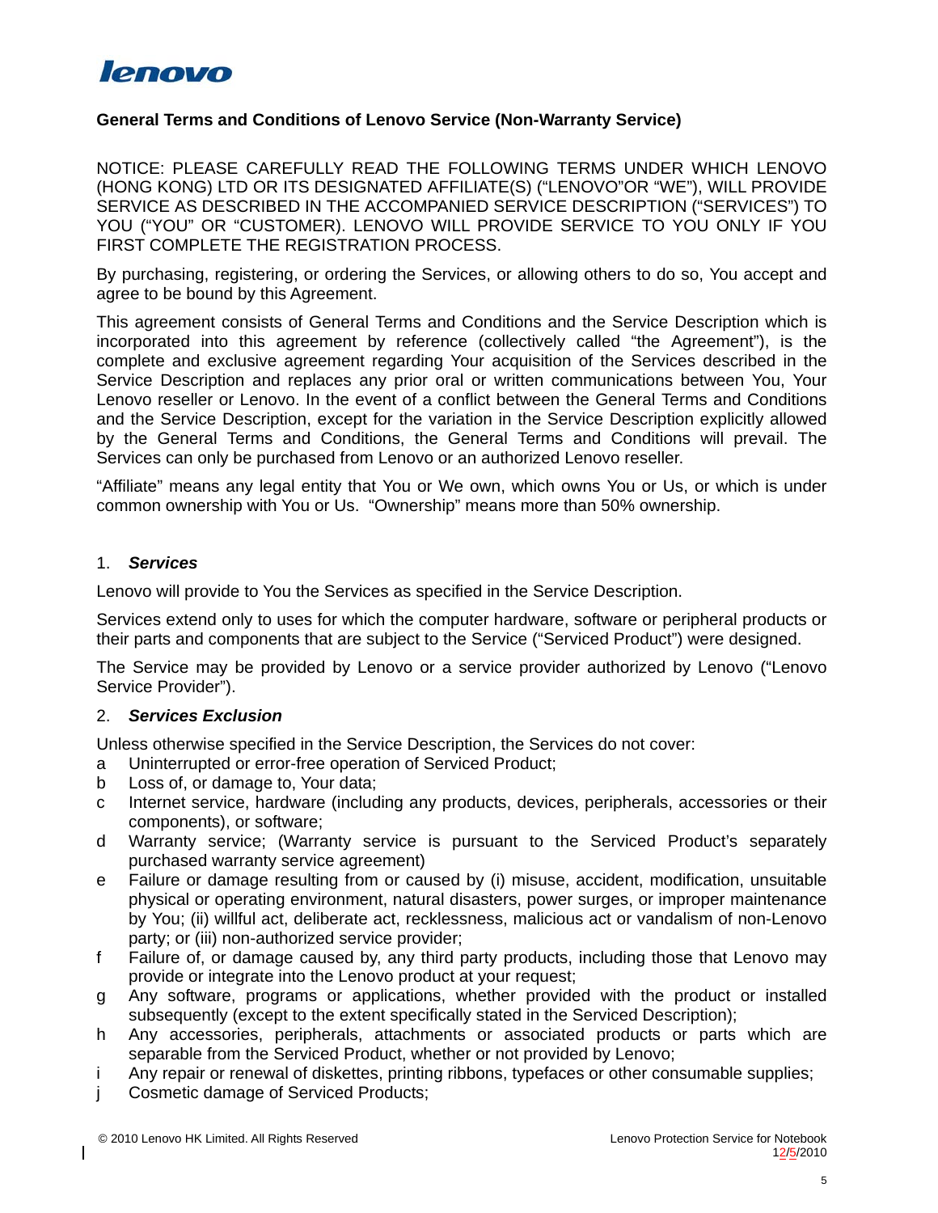## General Terms and Conditions of Lenovo Service (Non-Warranty Service)

NOTICE: PLEASE CAREFULLY READ THE FOLLOWING TERMS UNDER WHICH LENOVO (HONG KONG) LTD OR ITS DESIGNATED AFFILIATE(S) ("LENOVO"OR "WE"), WILL PROVIDE SERVICE AS DESCRIBED IN THE ACCOMPANIED SERVICE DESCRIPTION ("SERVICES") TO YOU ("YOU" OR "CUSTOMER). LENOVO WILL PROVIDE SERVICE TO YOU ONLY IF YOU FIRST COMPLETE THE REGISTRATION PROCESS.

By purchasing, registering, or ordering the Services, or allowing others to do so, You accept and agree to be bound by this Agreement.

This agreement consists of General Terms and Conditions and the Service Description which is incorporated into this agreement by reference (collectively called "the Agreement"), is the complete and exclusive agreement regarding Your acquisition of the Services described in the Service Description and replaces any prior oral or written communications between You, Your Lenovo reseller or Lenovo. In the event of a conflict between the General Terms and Conditions and the Service Description, except for the variation in the Service Description explicitly allowed by the General Terms and Conditions, the General Terms and Conditions will prevail. The Services can only be purchased from Lenovo or an authorized Lenovo reseller.

"Affiliate" means any legal entity that You or We own, which owns You or Us, or which is under common ownership with You or Us. "Ownership" means more than 50% ownership.

### 1. *Services*

Lenovo will provide to You the Services as specified in the Service Description.

Services extend only to uses for which the computer hardware, software or peripheral products or their parts and components that are subject to the Service ("Serviced Product") were designed.

The Service may be provided by Lenovo or a service provider authorized by Lenovo ("Lenovo Service Provider").

### 2. *Services Exclusion*

Unless otherwise specified in the Service Description, the Services do not cover:

- a Uninterrupted or error-free operation of Serviced Product;
- b Loss of, or damage to, Your data;
- c Internet service, hardware (including any products, devices, peripherals, accessories or their components), or software;
- d Warranty service; (Warranty service is pursuant to the Serviced Product's separately purchased warranty service agreement)
- e Failure or damage resulting from or caused by (i) misuse, accident, modification, unsuitable physical or operating environment, natural disasters, power surges, or improper maintenance by You; (ii) willful act, deliberate act, recklessness, malicious act or vandalism of non-Lenovo party; or (iii) non-authorized service provider;
- f Failure of, or damage caused by, any third party products, including those that Lenovo may provide or integrate into the Lenovo product at your request;
- g Any software, programs or applications, whether provided with the product or installed subsequently (except to the extent specifically stated in the Serviced Description);
- h Any accessories, peripherals, attachments or associated products or parts which are separable from the Serviced Product, whether or not provided by Lenovo;
- i Any repair or renewal of diskettes, printing ribbons, typefaces or other consumable supplies;
- j Cosmetic damage of Serviced Products;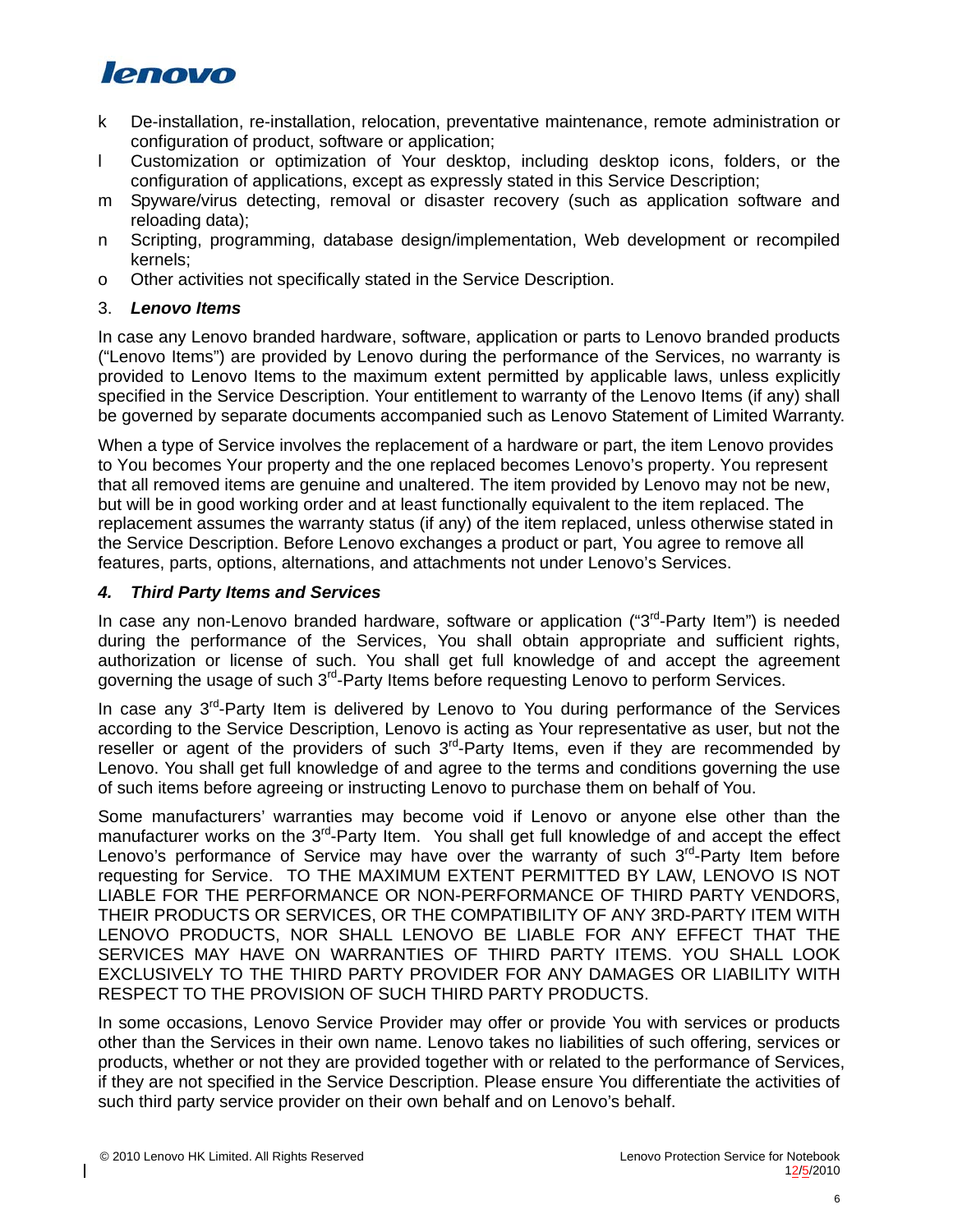k De-installation, re-installation, relocation, preventative maintenance, remote administration or configuration of product, software or application;

l Customization or optimization of Your desktop, including desktop icons, folders, or the configuration of applications, except as expressly stated in this Service Description;

m Spyware/virus detecting, removal or disaster recovery (such as application software and reloading data);

n Scripting, programming, database design/implementation, Web development or recompiled kernels;

o Other activities not specifically stated in the Service Description.

3. ***Lenovo Items***

In case any Lenovo branded hardware, software, application or parts to Lenovo branded products ("Lenovo Items") are provided by Lenovo during the performance of the Services, no warranty is provided to Lenovo Items to the maximum extent permitted by applicable laws, unless explicitly specified in the Service Description. Your entitlement to warranty of the Lenovo Items (if any) shall be governed by separate documents accompanied such as Lenovo Statement of Limited Warranty.

When a type of Service involves the replacement of a hardware or part, the item Lenovo provides to You becomes Your property and the one replaced becomes Lenovo's property. You represent that all removed items are genuine and unaltered. The item provided by Lenovo may not be new, but will be in good working order and at least functionally equivalent to the item replaced. The replacement assumes the warranty status (if any) of the item replaced, unless otherwise stated in the Service Description. Before Lenovo exchanges a product or part, You agree to remove all features, parts, options, alternations, and attachments not under Lenovo's Services.

***4. Third Party Items and Services***

In case any non-Lenovo branded hardware, software or application ("3rd-Party Item") is needed during the performance of the Services, You shall obtain appropriate and sufficient rights, authorization or license of such. You shall get full knowledge of and accept the agreement governing the usage of such 3rd-Party Items before requesting Lenovo to perform Services.

In case any 3rd-Party Item is delivered by Lenovo to You during performance of the Services according to the Service Description, Lenovo is acting as Your representative as user, but not the reseller or agent of the providers of such 3rd-Party Items, even if they are recommended by Lenovo. You shall get full knowledge of and agree to the terms and conditions governing the use of such items before agreeing or instructing Lenovo to purchase them on behalf of You.

Some manufacturers' warranties may become void if Lenovo or anyone else other than the manufacturer works on the 3rd-Party Item. You shall get full knowledge of and accept the effect Lenovo's performance of Service may have over the warranty of such 3rd-Party Item before requesting for Service. TO THE MAXIMUM EXTENT PERMITTED BY LAW, LENOVO IS NOT LIABLE FOR THE PERFORMANCE OR NON-PERFORMANCE OF THIRD PARTY VENDORS, THEIR PRODUCTS OR SERVICES, OR THE COMPATIBILITY OF ANY 3RD-PARTY ITEM WITH LENOVO PRODUCTS, NOR SHALL LENOVO BE LIABLE FOR ANY EFFECT THAT THE SERVICES MAY HAVE ON WARRANTIES OF THIRD PARTY ITEMS. YOU SHALL LOOK EXCLUSIVELY TO THE THIRD PARTY PROVIDER FOR ANY DAMAGES OR LIABILITY WITH RESPECT TO THE PROVISION OF SUCH THIRD PARTY PRODUCTS.

In some occasions, Lenovo Service Provider may offer or provide You with services or products other than the Services in their own name. Lenovo takes no liabilities of such offering, services or products, whether or not they are provided together with or related to the performance of Services, if they are not specified in the Service Description. Please ensure You differentiate the activities of such third party service provider on their own behalf and on Lenovo's behalf.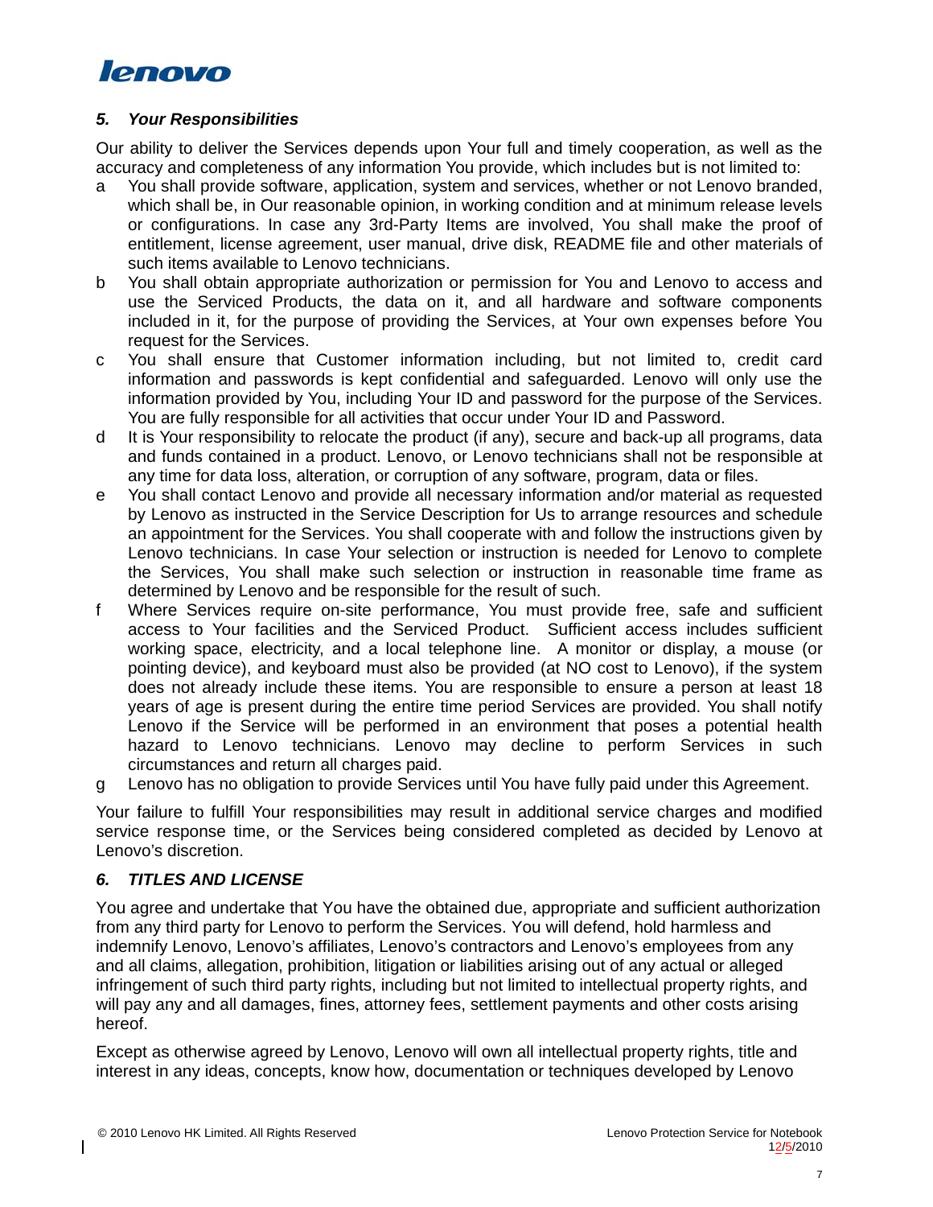### *5. Your Responsibilities*

Our ability to deliver the Services depends upon Your full and timely cooperation, as well as the accuracy and completeness of any information You provide, which includes but is not limited to:

a You shall provide software, application, system and services, whether or not Lenovo branded, which shall be, in Our reasonable opinion, in working condition and at minimum release levels or configurations. In case any 3rd-Party Items are involved, You shall make the proof of entitlement, license agreement, user manual, drive disk, README file and other materials of such items available to Lenovo technicians.

b You shall obtain appropriate authorization or permission for You and Lenovo to access and use the Serviced Products, the data on it, and all hardware and software components included in it, for the purpose of providing the Services, at Your own expenses before You request for the Services.

c You shall ensure that Customer information including, but not limited to, credit card information and passwords is kept confidential and safeguarded. Lenovo will only use the information provided by You, including Your ID and password for the purpose of the Services. You are fully responsible for all activities that occur under Your ID and Password.

d It is Your responsibility to relocate the product (if any), secure and back-up all programs, data and funds contained in a product. Lenovo, or Lenovo technicians shall not be responsible at any time for data loss, alteration, or corruption of any software, program, data or files.

e You shall contact Lenovo and provide all necessary information and/or material as requested by Lenovo as instructed in the Service Description for Us to arrange resources and schedule an appointment for the Services. You shall cooperate with and follow the instructions given by Lenovo technicians. In case Your selection or instruction is needed for Lenovo to complete the Services, You shall make such selection or instruction in reasonable time frame as determined by Lenovo and be responsible for the result of such.

f Where Services require on-site performance, You must provide free, safe and sufficient access to Your facilities and the Serviced Product. Sufficient access includes sufficient working space, electricity, and a local telephone line. A monitor or display, a mouse (or pointing device), and keyboard must also be provided (at NO cost to Lenovo), if the system does not already include these items. You are responsible to ensure a person at least 18 years of age is present during the entire time period Services are provided. You shall notify Lenovo if the Service will be performed in an environment that poses a potential health hazard to Lenovo technicians. Lenovo may decline to perform Services in such circumstances and return all charges paid.

g Lenovo has no obligation to provide Services until You have fully paid under this Agreement.

Your failure to fulfill Your responsibilities may result in additional service charges and modified service response time, or the Services being considered completed as decided by Lenovo at Lenovo's discretion.

### *6. TITLES AND LICENSE*

You agree and undertake that You have the obtained due, appropriate and sufficient authorization from any third party for Lenovo to perform the Services. You will defend, hold harmless and indemnify Lenovo, Lenovo's affiliates, Lenovo's contractors and Lenovo's employees from any and all claims, allegation, prohibition, litigation or liabilities arising out of any actual or alleged infringement of such third party rights, including but not limited to intellectual property rights, and will pay any and all damages, fines, attorney fees, settlement payments and other costs arising hereof.

Except as otherwise agreed by Lenovo, Lenovo will own all intellectual property rights, title and interest in any ideas, concepts, know how, documentation or techniques developed by Lenovo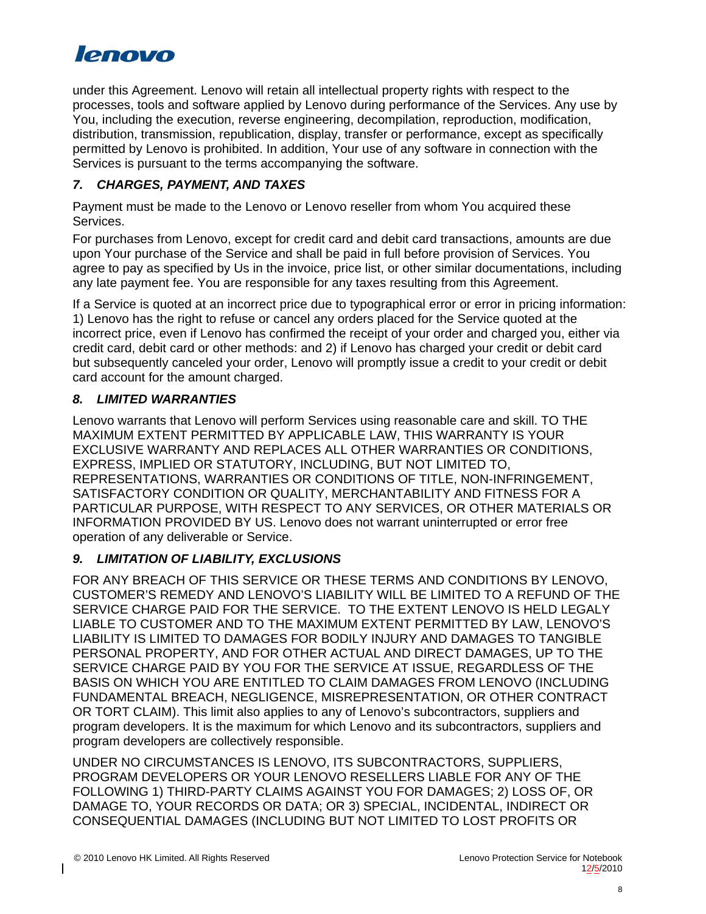under this Agreement. Lenovo will retain all intellectual property rights with respect to the processes, tools and software applied by Lenovo during performance of the Services. Any use by You, including the execution, reverse engineering, decompilation, reproduction, modification, distribution, transmission, republication, display, transfer or performance, except as specifically permitted by Lenovo is prohibited. In addition, Your use of any software in connection with the Services is pursuant to the terms accompanying the software.

### *7. CHARGES, PAYMENT, AND TAXES*

Payment must be made to the Lenovo or Lenovo reseller from whom You acquired these Services.

For purchases from Lenovo, except for credit card and debit card transactions, amounts are due upon Your purchase of the Service and shall be paid in full before provision of Services. You agree to pay as specified by Us in the invoice, price list, or other similar documentations, including any late payment fee. You are responsible for any taxes resulting from this Agreement.

If a Service is quoted at an incorrect price due to typographical error or error in pricing information: 1) Lenovo has the right to refuse or cancel any orders placed for the Service quoted at the incorrect price, even if Lenovo has confirmed the receipt of your order and charged you, either via credit card, debit card or other methods: and 2) if Lenovo has charged your credit or debit card but subsequently canceled your order, Lenovo will promptly issue a credit to your credit or debit card account for the amount charged.

### *8. LIMITED WARRANTIES*

Lenovo warrants that Lenovo will perform Services using reasonable care and skill. TO THE MAXIMUM EXTENT PERMITTED BY APPLICABLE LAW, THIS WARRANTY IS YOUR EXCLUSIVE WARRANTY AND REPLACES ALL OTHER WARRANTIES OR CONDITIONS, EXPRESS, IMPLIED OR STATUTORY, INCLUDING, BUT NOT LIMITED TO, REPRESENTATIONS, WARRANTIES OR CONDITIONS OF TITLE, NON-INFRINGEMENT, SATISFACTORY CONDITION OR QUALITY, MERCHANTABILITY AND FITNESS FOR A PARTICULAR PURPOSE, WITH RESPECT TO ANY SERVICES, OR OTHER MATERIALS OR INFORMATION PROVIDED BY US. Lenovo does not warrant uninterrupted or error free operation of any deliverable or Service.

### *9. LIMITATION OF LIABILITY, EXCLUSIONS*

FOR ANY BREACH OF THIS SERVICE OR THESE TERMS AND CONDITIONS BY LENOVO, CUSTOMER'S REMEDY AND LENOVO'S LIABILITY WILL BE LIMITED TO A REFUND OF THE SERVICE CHARGE PAID FOR THE SERVICE. TO THE EXTENT LENOVO IS HELD LEGALY LIABLE TO CUSTOMER AND TO THE MAXIMUM EXTENT PERMITTED BY LAW, LENOVO'S LIABILITY IS LIMITED TO DAMAGES FOR BODILY INJURY AND DAMAGES TO TANGIBLE PERSONAL PROPERTY, AND FOR OTHER ACTUAL AND DIRECT DAMAGES, UP TO THE SERVICE CHARGE PAID BY YOU FOR THE SERVICE AT ISSUE, REGARDLESS OF THE BASIS ON WHICH YOU ARE ENTITLED TO CLAIM DAMAGES FROM LENOVO (INCLUDING FUNDAMENTAL BREACH, NEGLIGENCE, MISREPRESENTATION, OR OTHER CONTRACT OR TORT CLAIM). This limit also applies to any of Lenovo's subcontractors, suppliers and program developers. It is the maximum for which Lenovo and its subcontractors, suppliers and program developers are collectively responsible.

UNDER NO CIRCUMSTANCES IS LENOVO, ITS SUBCONTRACTORS, SUPPLIERS, PROGRAM DEVELOPERS OR YOUR LENOVO RESELLERS LIABLE FOR ANY OF THE FOLLOWING 1) THIRD-PARTY CLAIMS AGAINST YOU FOR DAMAGES; 2) LOSS OF, OR DAMAGE TO, YOUR RECORDS OR DATA; OR 3) SPECIAL, INCIDENTAL, INDIRECT OR CONSEQUENTIAL DAMAGES (INCLUDING BUT NOT LIMITED TO LOST PROFITS OR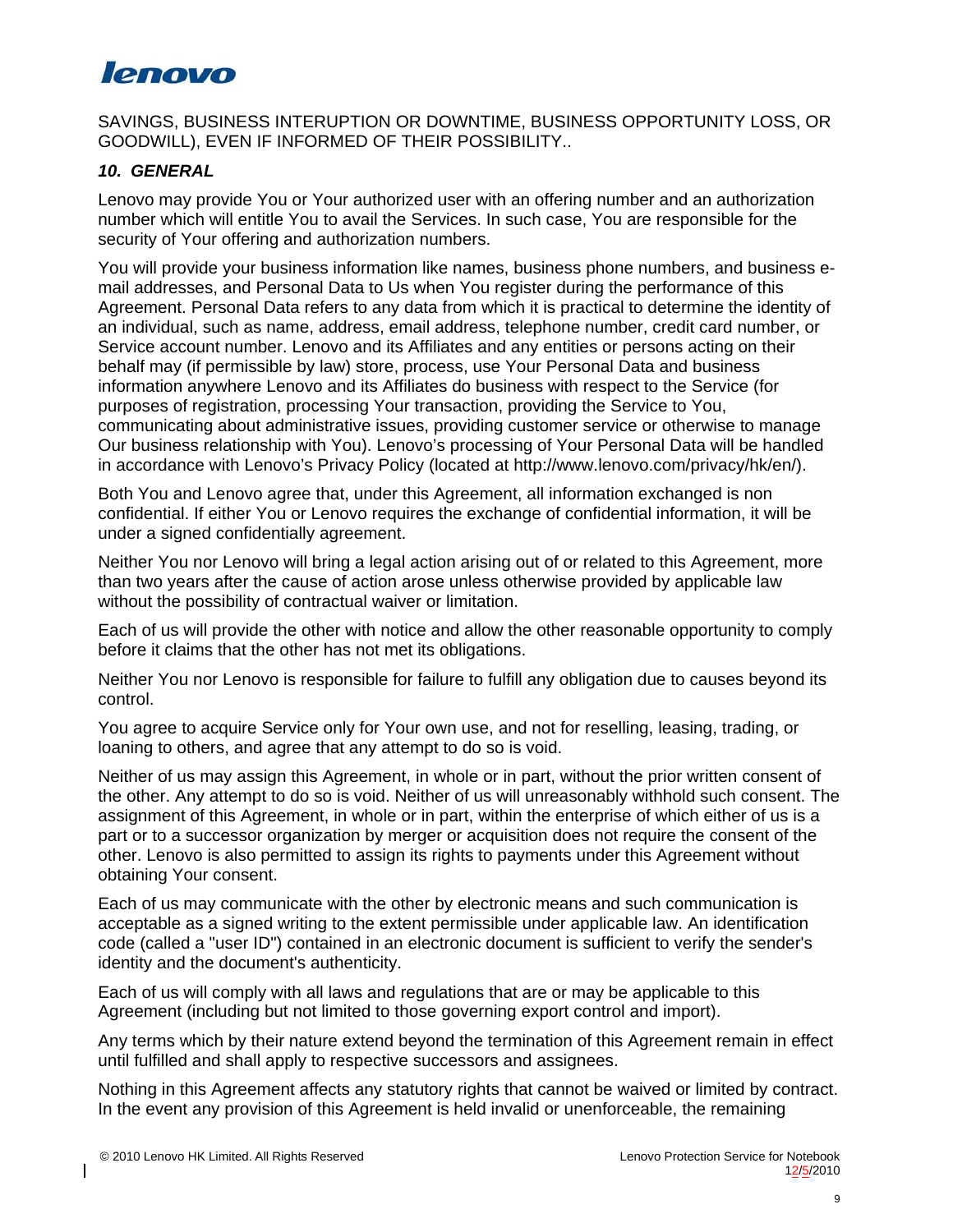SAVINGS, BUSINESS INTERUPTION OR DOWNTIME, BUSINESS OPPORTUNITY LOSS, OR GOODWILL), EVEN IF INFORMED OF THEIR POSSIBILITY..

### *10. GENERAL*

Lenovo may provide You or Your authorized user with an offering number and an authorization number which will entitle You to avail the Services. In such case, You are responsible for the security of Your offering and authorization numbers.

You will provide your business information like names, business phone numbers, and business e-mail addresses, and Personal Data to Us when You register during the performance of this Agreement. Personal Data refers to any data from which it is practical to determine the identity of an individual, such as name, address, email address, telephone number, credit card number, or Service account number. Lenovo and its Affiliates and any entities or persons acting on their behalf may (if permissible by law) store, process, use Your Personal Data and business information anywhere Lenovo and its Affiliates do business with respect to the Service (for purposes of registration, processing Your transaction, providing the Service to You, communicating about administrative issues, providing customer service or otherwise to manage Our business relationship with You). Lenovo's processing of Your Personal Data will be handled in accordance with Lenovo's Privacy Policy (located at http://www.lenovo.com/privacy/hk/en/).

Both You and Lenovo agree that, under this Agreement, all information exchanged is non confidential. If either You or Lenovo requires the exchange of confidential information, it will be under a signed confidentially agreement.

Neither You nor Lenovo will bring a legal action arising out of or related to this Agreement, more than two years after the cause of action arose unless otherwise provided by applicable law without the possibility of contractual waiver or limitation.

Each of us will provide the other with notice and allow the other reasonable opportunity to comply before it claims that the other has not met its obligations.

Neither You nor Lenovo is responsible for failure to fulfill any obligation due to causes beyond its control.

You agree to acquire Service only for Your own use, and not for reselling, leasing, trading, or loaning to others, and agree that any attempt to do so is void.

Neither of us may assign this Agreement, in whole or in part, without the prior written consent of the other. Any attempt to do so is void. Neither of us will unreasonably withhold such consent. The assignment of this Agreement, in whole or in part, within the enterprise of which either of us is a part or to a successor organization by merger or acquisition does not require the consent of the other. Lenovo is also permitted to assign its rights to payments under this Agreement without obtaining Your consent.

Each of us may communicate with the other by electronic means and such communication is acceptable as a signed writing to the extent permissible under applicable law. An identification code (called a "user ID") contained in an electronic document is sufficient to verify the sender's identity and the document's authenticity.

Each of us will comply with all laws and regulations that are or may be applicable to this Agreement (including but not limited to those governing export control and import).

Any terms which by their nature extend beyond the termination of this Agreement remain in effect until fulfilled and shall apply to respective successors and assignees.

Nothing in this Agreement affects any statutory rights that cannot be waived or limited by contract. In the event any provision of this Agreement is held invalid or unenforceable, the remaining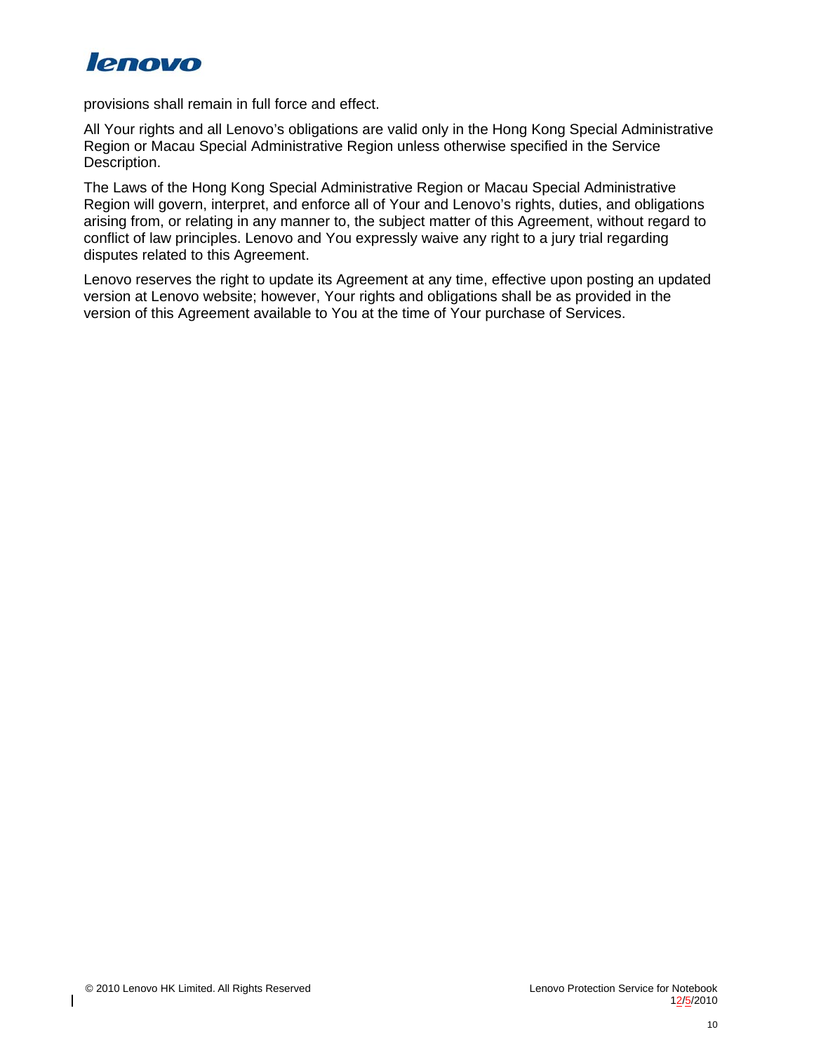provisions shall remain in full force and effect.

All Your rights and all Lenovo's obligations are valid only in the Hong Kong Special Administrative Region or Macau Special Administrative Region unless otherwise specified in the Service Description.

The Laws of the Hong Kong Special Administrative Region or Macau Special Administrative Region will govern, interpret, and enforce all of Your and Lenovo's rights, duties, and obligations arising from, or relating in any manner to, the subject matter of this Agreement, without regard to conflict of law principles. Lenovo and You expressly waive any right to a jury trial regarding disputes related to this Agreement.

Lenovo reserves the right to update its Agreement at any time, effective upon posting an updated version at Lenovo website; however, Your rights and obligations shall be as provided in the version of this Agreement available to You at the time of Your purchase of Services.